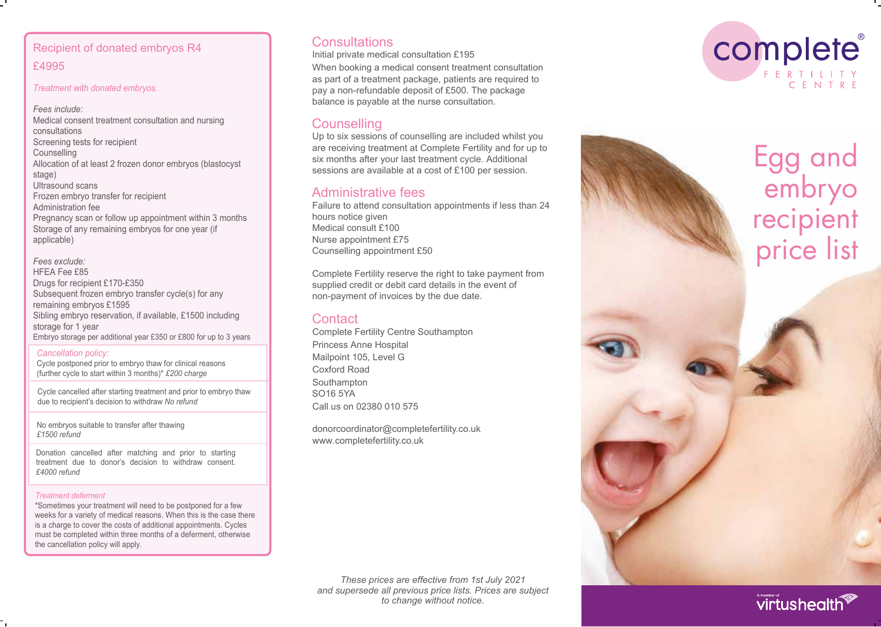## Recipient of donated embryos R4

£4995

*Treatment with donated embryos.*

*Fees include:*

Medical consent treatment consultation and nursing consultations
Screening tests for recipient
Counselling
Allocation of at least 2 frozen donor embryos (blastocyst stage)
Ultrasound scans
Frozen embryo transfer for recipient
Administration fee
Pregnancy scan or follow up appointment within 3 months
Storage of any remaining embryos for one year (if applicable)

*Fees exclude:*

HFEA Fee £85
Drugs for recipient £170-£350
Subsequent frozen embryo transfer cycle(s) for any remaining embryos £1595
Sibling embryo reservation, if available, £1500 including storage for 1 year
Embryo storage per additional year £350 or £800 for up to 3 years

*Cancellation policy:*

Cycle postponed prior to embryo thaw for clinical reasons (further cycle to start within 3 months)* *£200 charge*

Cycle cancelled after starting treatment and prior to embryo thaw due to recipient's decision to withdraw *No refund*

No embryos suitable to transfer after thawing
*£1500 refund*

Donation cancelled after matching and prior to starting treatment due to donor's decision to withdraw consent.
*£4000 refund*

*Treatment deferment*

*Sometimes your treatment will need to be postponed for a few weeks for a variety of medical reasons. When this is the case there is a charge to cover the costs of additional appointments. Cycles must be completed within three months of a deferment, otherwise the cancellation policy will apply.

## Consultations

Initial private medical consultation £195

When booking a medical consent treatment consultation as part of a treatment package, patients are required to pay a non-refundable deposit of £500. The package balance is payable at the nurse consultation.

## Counselling

Up to six sessions of counselling are included whilst you are receiving treatment at Complete Fertility and for up to six months after your last treatment cycle. Additional sessions are available at a cost of £100 per session.

## Administrative fees

Failure to attend consultation appointments if less than 24 hours notice given
Medical consult £100
Nurse appointment £75
Counselling appointment £50

Complete Fertility reserve the right to take payment from supplied credit or debit card details in the event of non-payment of invoices by the due date.

## Contact

Complete Fertility Centre Southampton
Princess Anne Hospital
Mailpoint 105, Level G
Coxford Road
Southampton
SO16 5YA
Call us on 02380 010 575

donorcoordinator@completefertility.co.uk
www.completefertility.co.uk

*These prices are effective from 1st July 2021 and supersede all previous price lists. Prices are subject to change without notice.*

complete® FERTILITY CENTRE

# Egg and embryo recipient price list

A member of virtushealth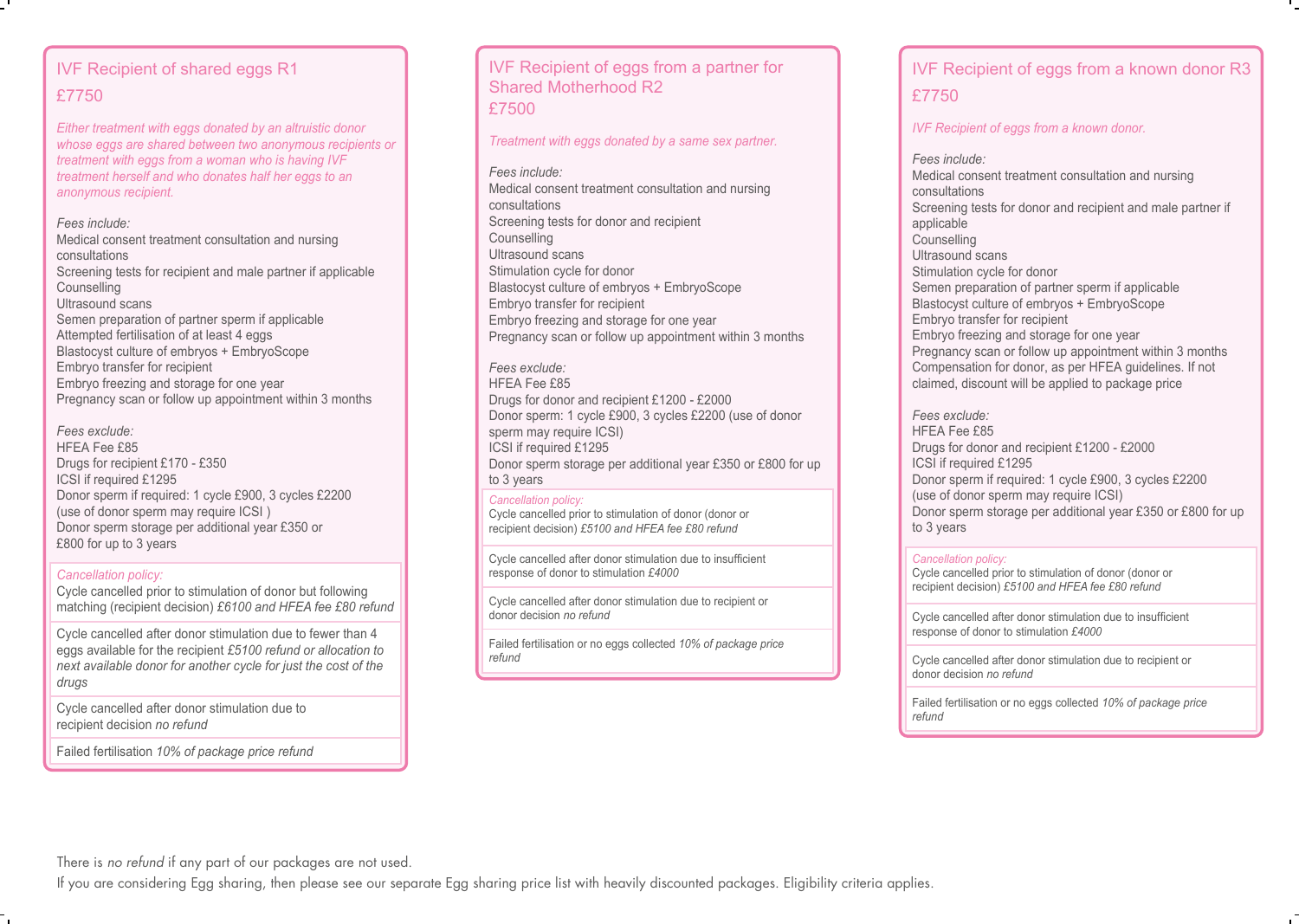## IVF Recipient of shared eggs R1

## £7750

*Either treatment with eggs donated by an altruistic donor whose eggs are shared between two anonymous recipients or treatment with eggs from a woman who is having IVF treatment herself and who donates half her eggs to an anonymous recipient.*

*Fees include:*

Medical consent treatment consultation and nursing consultations
Screening tests for recipient and male partner if applicable
Counselling
Ultrasound scans
Semen preparation of partner sperm if applicable
Attempted fertilisation of at least 4 eggs
Blastocyst culture of embryos + EmbryoScope
Embryo transfer for recipient
Embryo freezing and storage for one year
Pregnancy scan or follow up appointment within 3 months

*Fees exclude:*

HFEA Fee £85
Drugs for recipient £170 - £350
ICSI if required £1295
Donor sperm if required: 1 cycle £900, 3 cycles £2200 (use of donor sperm may require ICSI )
Donor sperm storage per additional year £350 or £800 for up to 3 years

*Cancellation policy:*

Cycle cancelled prior to stimulation of donor but following matching (recipient decision) *£6100 and HFEA fee £80 refund*

Cycle cancelled after donor stimulation due to fewer than 4 eggs available for the recipient *£5100 refund or allocation to next available donor for another cycle for just the cost of the drugs*

Cycle cancelled after donor stimulation due to recipient decision *no refund*

Failed fertilisation *10% of package price refund*

## IVF Recipient of eggs from a partner for Shared Motherhood R2

## £7500

*Treatment with eggs donated by a same sex partner.*

*Fees include:*

Medical consent treatment consultation and nursing consultations
Screening tests for donor and recipient
Counselling
Ultrasound scans
Stimulation cycle for donor
Blastocyst culture of embryos + EmbryoScope
Embryo transfer for recipient
Embryo freezing and storage for one year
Pregnancy scan or follow up appointment within 3 months

*Fees exclude:*

HFEA Fee £85
Drugs for donor and recipient £1200 - £2000
Donor sperm: 1 cycle £900, 3 cycles £2200 (use of donor sperm may require ICSI)
ICSI if required £1295
Donor sperm storage per additional year £350 or £800 for up to 3 years

*Cancellation policy:*

Cycle cancelled prior to stimulation of donor (donor or recipient decision) *£5100 and HFEA fee £80 refund*

Cycle cancelled after donor stimulation due to insufficient response of donor to stimulation *£4000*

Cycle cancelled after donor stimulation due to recipient or donor decision *no refund*

Failed fertilisation or no eggs collected *10% of package price refund*

## IVF Recipient of eggs from a known donor R3

## £7750

*IVF Recipient of eggs from a known donor.*

*Fees include:*

Medical consent treatment consultation and nursing consultations
Screening tests for donor and recipient and male partner if applicable
Counselling
Ultrasound scans
Stimulation cycle for donor
Semen preparation of partner sperm if applicable
Blastocyst culture of embryos + EmbryoScope
Embryo transfer for recipient
Embryo freezing and storage for one year
Pregnancy scan or follow up appointment within 3 months
Compensation for donor, as per HFEA guidelines. If not claimed, discount will be applied to package price

*Fees exclude:*

HFEA Fee £85
Drugs for donor and recipient £1200 - £2000
ICSI if required £1295
Donor sperm if required: 1 cycle £900, 3 cycles £2200 (use of donor sperm may require ICSI)
Donor sperm storage per additional year £350 or £800 for up to 3 years

*Cancellation policy:*

Cycle cancelled prior to stimulation of donor (donor or recipient decision) *£5100 and HFEA fee £80 refund*

Cycle cancelled after donor stimulation due to insufficient response of donor to stimulation *£4000*

Cycle cancelled after donor stimulation due to recipient or donor decision *no refund*

Failed fertilisation or no eggs collected *10% of package price refund*

There is *no refund* if any part of our packages are not used.

If you are considering Egg sharing, then please see our separate Egg sharing price list with heavily discounted packages. Eligibility criteria applies.